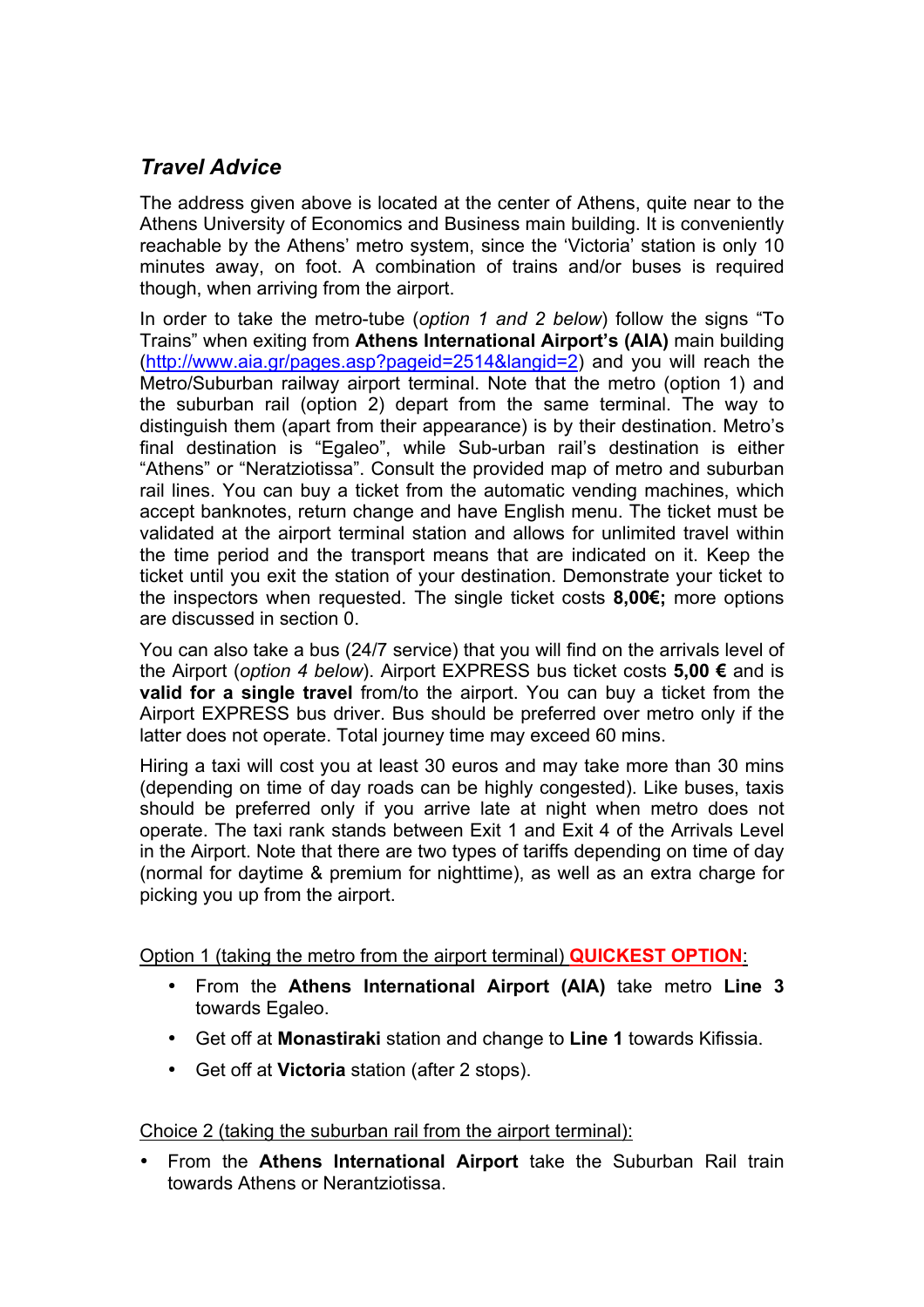## *Travel Advice*

The address given above is located at the center of Athens, quite near to the Athens University of Economics and Business main building. It is conveniently reachable by the Athens' metro system, since the 'Victoria' station is only 10 minutes away, on foot. A combination of trains and/or buses is required though, when arriving from the airport.

In order to take the metro-tube (*option 1 and 2 below*) follow the signs "To Trains" when exiting from **Athens International Airport's (AIA)** main building (http://www.aia.gr/pages.asp?pageid=2514&langid=2) and you will reach the Metro/Suburban railway airport terminal. Note that the metro (option 1) and the suburban rail (option 2) depart from the same terminal. The way to distinguish them (apart from their appearance) is by their destination. Metro's final destination is "Egaleo", while Sub-urban rail's destination is either "Athens" or "Neratziotissa". Consult the provided map of metro and suburban rail lines. You can buy a ticket from the automatic vending machines, which accept banknotes, return change and have English menu. The ticket must be validated at the airport terminal station and allows for unlimited travel within the time period and the transport means that are indicated on it. Keep the ticket until you exit the station of your destination. Demonstrate your ticket to the inspectors when requested. The single ticket costs **8,00€;** more options are discussed in section 0.

You can also take a bus (24/7 service) that you will find on the arrivals level of the Airport (*option 4 below*). Airport EXPRESS bus ticket costs **5,00 €** and is **valid for a single travel** from/to the airport. You can buy a ticket from the Airport EXPRESS bus driver. Bus should be preferred over metro only if the latter does not operate. Total journey time may exceed 60 mins.

Hiring a taxi will cost you at least 30 euros and may take more than 30 mins (depending on time of day roads can be highly congested). Like buses, taxis should be preferred only if you arrive late at night when metro does not operate. The taxi rank stands between Exit 1 and Exit 4 of the Arrivals Level in the Airport. Note that there are two types of tariffs depending on time of day (normal for daytime & premium for nighttime), as well as an extra charge for picking you up from the airport.

Option 1 (taking the metro from the airport terminal) **QUICKEST OPTION**:

- From the **Athens International Airport (AIA)** take metro **Line 3** towards Egaleo.
- Get off at **Monastiraki** station and change to **Line 1** towards Kifissia.
- Get off at **Victoria** station (after 2 stops).

Choice 2 (taking the suburban rail from the airport terminal):

- From the **Athens International Airport** take the Suburban Rail train towards Athens or Nerantziotissa.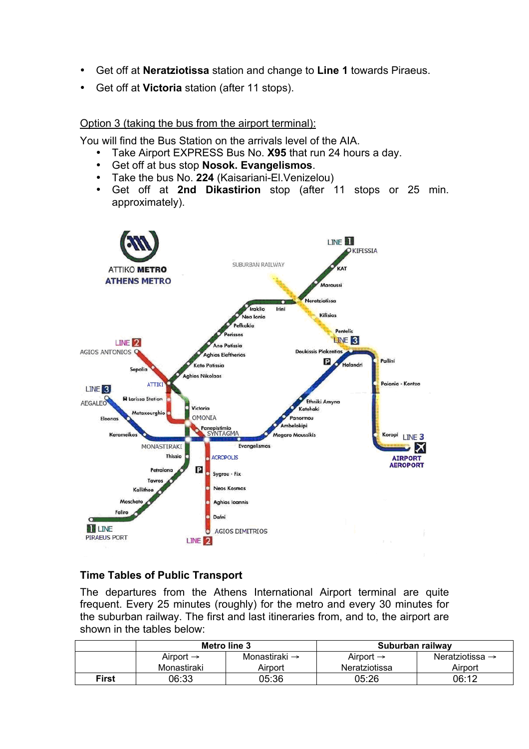- Get off at **Neratziotissa** station and change to **Line 1** towards Piraeus.
- Get off at **Victoria** station (after 11 stops).

Option 3 (taking the bus from the airport terminal):

You will find the Bus Station on the arrivals level of the AIA.

- Take Airport EXPRESS Bus No. **X95** that run 24 hours a day.
- Get off at bus stop **Nosok. Evangelismos**.
- Take the bus No. **224** (Kaisariani-El.Venizelou)
- Get off at **2nd Dikastirion** stop (after 11 stops or 25 min. approximately).

### Time Tables of Public Transport

The departures from the Athens International Airport terminal are quite frequent. Every 25 minutes (roughly) for the metro and every 30 minutes for the suburban railway. The first and last itineraries from, and to, the airport are shown in the tables below:

| | Metro line 3 | | Suburban railway | |
|---|---|---|---|---|
| | Airport → Monastiraki | Monastiraki → Airport | Airport → Neratziotissa | Neratziotissa → Airport |
| **First** | 06:33 | 05:36 | 05:26 | 06:12 |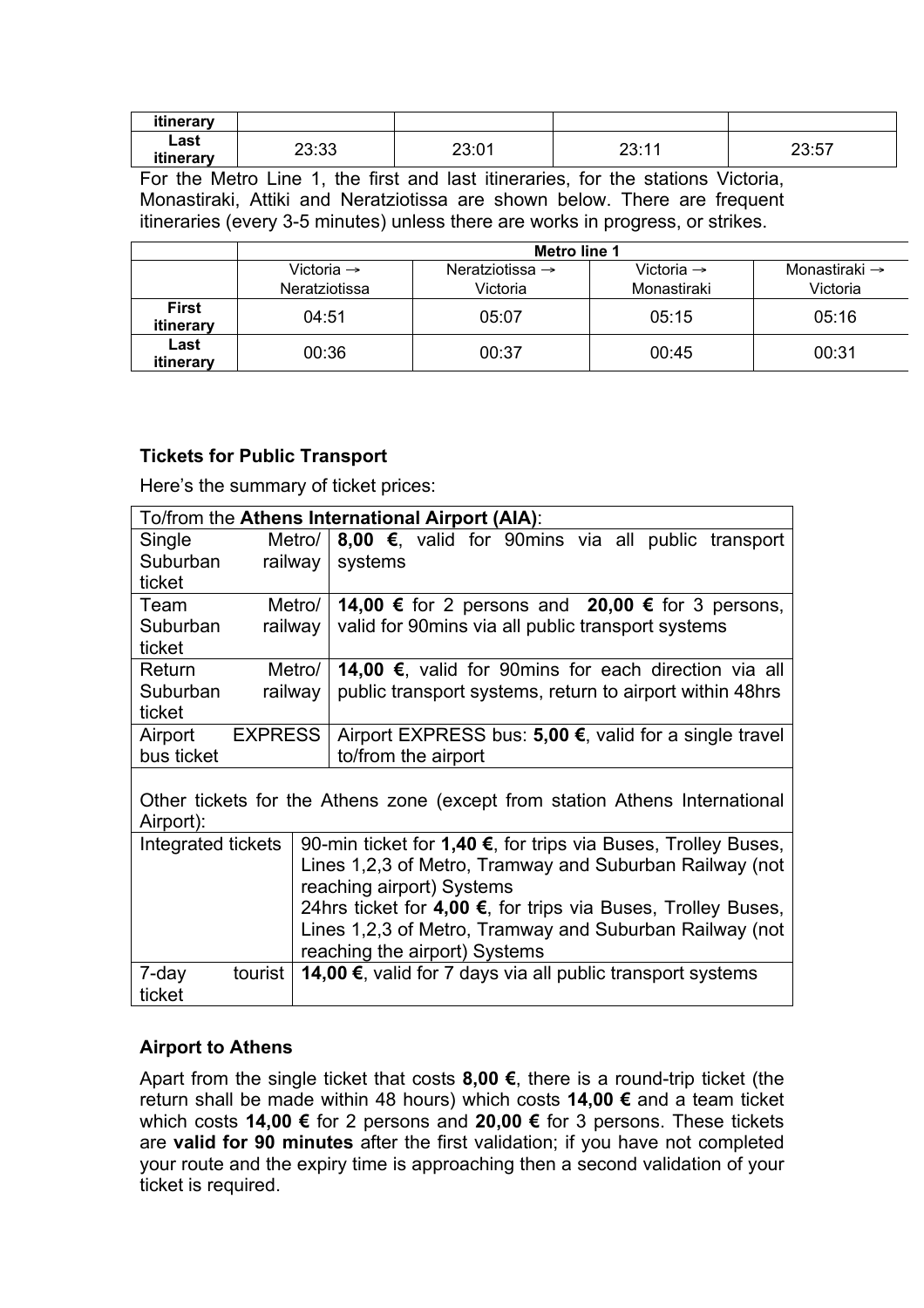| itinerary | | | | |
|---|---|---|---|---|
| Last itinerary | 23:33 | 23:01 | 23:11 | 23:57 |

For the Metro Line 1, the first and last itineraries, for the stations Victoria, Monastiraki, Attiki and Neratziotissa are shown below. There are frequent itineraries (every 3-5 minutes) unless there are works in progress, or strikes.

| | Metro line 1 | | | |
|---|---|---|---|---|
| | Victoria → Neratziotissa | Neratziotissa → Victoria | Victoria → Monastiraki | Monastiraki → Victoria |
| First itinerary | 04:51 | 05:07 | 05:15 | 05:16 |
| Last itinerary | 00:36 | 00:37 | 00:45 | 00:31 |

### Tickets for Public Transport

Here's the summary of ticket prices:

| To/from the **Athens International Airport (AIA)**: | |
|---|---|
| Single Metro/ Suburban railway ticket | **8,00 €**, valid for 90mins via all public transport systems |
| Team Metro/ Suburban railway ticket | **14,00 €** for 2 persons and **20,00 €** for 3 persons, valid for 90mins via all public transport systems |
| Return Metro/ Suburban railway ticket | **14,00 €**, valid for 90mins for each direction via all public transport systems, return to airport within 48hrs |
| Airport EXPRESS bus ticket | Airport EXPRESS bus: **5,00 €**, valid for a single travel to/from the airport |
| Other tickets for the Athens zone (except from station Athens International Airport): | |
| Integrated tickets | 90-min ticket for **1,40 €**, for trips via Buses, Trolley Buses, Lines 1,2,3 of Metro, Tramway and Suburban Railway (not reaching airport) Systems<br>24hrs ticket for **4,00 €**, for trips via Buses, Trolley Buses, Lines 1,2,3 of Metro, Tramway and Suburban Railway (not reaching the airport) Systems |
| 7-day tourist ticket | **14,00 €**, valid for 7 days via all public transport systems |

### Airport to Athens

Apart from the single ticket that costs **8,00 €**, there is a round-trip ticket (the return shall be made within 48 hours) which costs **14,00 €** and a team ticket which costs **14,00 €** for 2 persons and **20,00 €** for 3 persons. These tickets are **valid for 90 minutes** after the first validation; if you have not completed your route and the expiry time is approaching then a second validation of your ticket is required.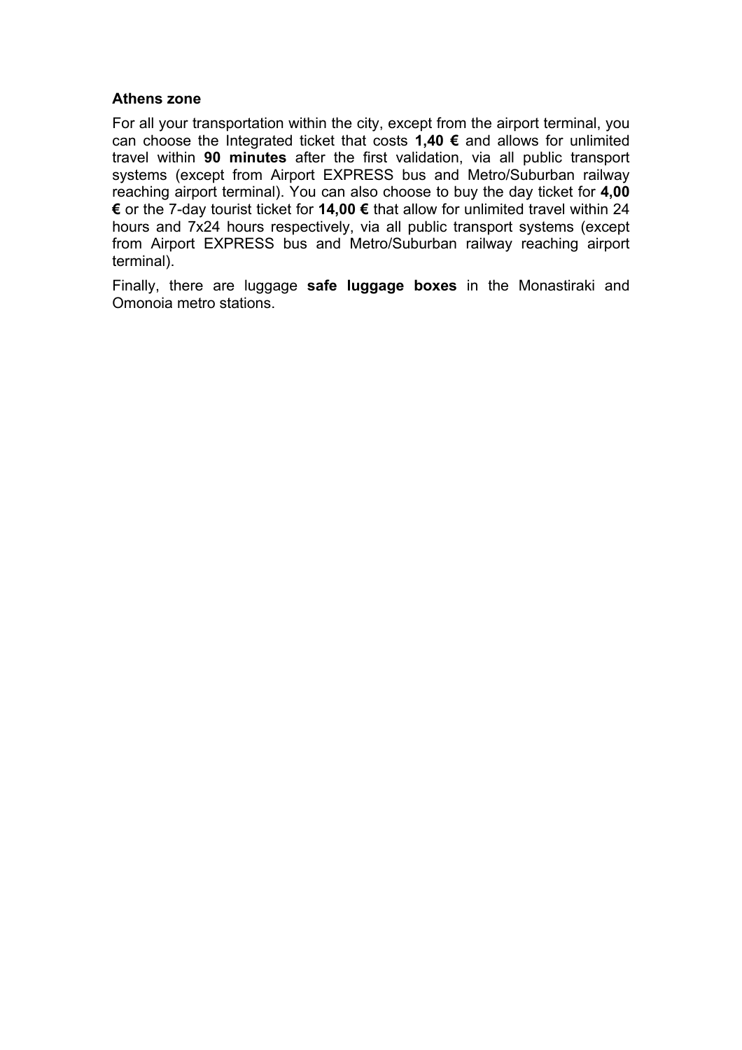**Athens zone**

For all your transportation within the city, except from the airport terminal, you can choose the Integrated ticket that costs **1,40 €** and allows for unlimited travel within **90 minutes** after the first validation, via all public transport systems (except from Airport EXPRESS bus and Metro/Suburban railway reaching airport terminal). You can also choose to buy the day ticket for **4,00 €** or the 7-day tourist ticket for **14,00 €** that allow for unlimited travel within 24 hours and 7x24 hours respectively, via all public transport systems (except from Airport EXPRESS bus and Metro/Suburban railway reaching airport terminal).

Finally, there are luggage **safe luggage boxes** in the Monastiraki and Omonoia metro stations.